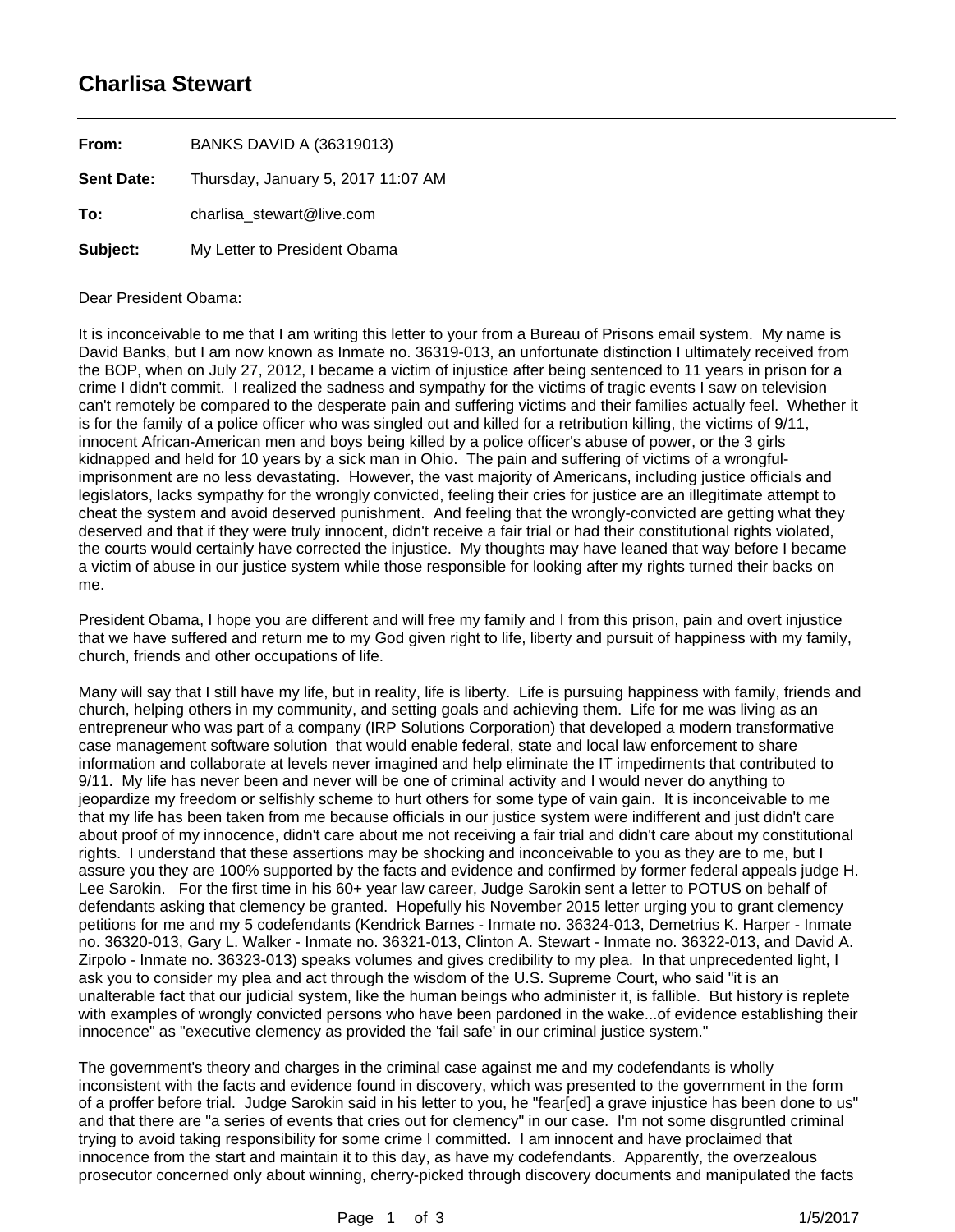# Charlisa Stewart

**From:** BANKS DAVID A (36319013)

**Sent Date:** Thursday, January 5, 2017 11:07 AM

**To:** charlisa_stewart@live.com

**Subject:** My Letter to President Obama

Dear President Obama:

It is inconceivable to me that I am writing this letter to your from a Bureau of Prisons email system. My name is David Banks, but I am now known as Inmate no. 36319-013, an unfortunate distinction I ultimately received from the BOP, when on July 27, 2012, I became a victim of injustice after being sentenced to 11 years in prison for a crime I didn't commit. I realized the sadness and sympathy for the victims of tragic events I saw on television can't remotely be compared to the desperate pain and suffering victims and their families actually feel. Whether it is for the family of a police officer who was singled out and killed for a retribution killing, the victims of 9/11, innocent African-American men and boys being killed by a police officer's abuse of power, or the 3 girls kidnapped and held for 10 years by a sick man in Ohio. The pain and suffering of victims of a wrongful-imprisonment are no less devastating. However, the vast majority of Americans, including justice officials and legislators, lacks sympathy for the wrongly convicted, feeling their cries for justice are an illegitimate attempt to cheat the system and avoid deserved punishment. And feeling that the wrongly-convicted are getting what they deserved and that if they were truly innocent, didn't receive a fair trial or had their constitutional rights violated, the courts would certainly have corrected the injustice. My thoughts may have leaned that way before I became a victim of abuse in our justice system while those responsible for looking after my rights turned their backs on me.

President Obama, I hope you are different and will free my family and I from this prison, pain and overt injustice that we have suffered and return me to my God given right to life, liberty and pursuit of happiness with my family, church, friends and other occupations of life.

Many will say that I still have my life, but in reality, life is liberty. Life is pursuing happiness with family, friends and church, helping others in my community, and setting goals and achieving them. Life for me was living as an entrepreneur who was part of a company (IRP Solutions Corporation) that developed a modern transformative case management software solution that would enable federal, state and local law enforcement to share information and collaborate at levels never imagined and help eliminate the IT impediments that contributed to 9/11. My life has never been and never will be one of criminal activity and I would never do anything to jeopardize my freedom or selfishly scheme to hurt others for some type of vain gain. It is inconceivable to me that my life has been taken from me because officials in our justice system were indifferent and just didn't care about proof of my innocence, didn't care about me not receiving a fair trial and didn't care about my constitutional rights. I understand that these assertions may be shocking and inconceivable to you as they are to me, but I assure you they are 100% supported by the facts and evidence and confirmed by former federal appeals judge H. Lee Sarokin. For the first time in his 60+ year law career, Judge Sarokin sent a letter to POTUS on behalf of defendants asking that clemency be granted. Hopefully his November 2015 letter urging you to grant clemency petitions for me and my 5 codefendants (Kendrick Barnes - Inmate no. 36324-013, Demetrius K. Harper - Inmate no. 36320-013, Gary L. Walker - Inmate no. 36321-013, Clinton A. Stewart - Inmate no. 36322-013, and David A. Zirpolo - Inmate no. 36323-013) speaks volumes and gives credibility to my plea. In that unprecedented light, I ask you to consider my plea and act through the wisdom of the U.S. Supreme Court, who said "it is an unalterable fact that our judicial system, like the human beings who administer it, is fallible. But history is replete with examples of wrongly convicted persons who have been pardoned in the wake...of evidence establishing their innocence" as "executive clemency as provided the 'fail safe' in our criminal justice system."

The government's theory and charges in the criminal case against me and my codefendants is wholly inconsistent with the facts and evidence found in discovery, which was presented to the government in the form of a proffer before trial. Judge Sarokin said in his letter to you, he "fear[ed] a grave injustice has been done to us" and that there are "a series of events that cries out for clemency" in our case. I'm not some disgruntled criminal trying to avoid taking responsibility for some crime I committed. I am innocent and have proclaimed that innocence from the start and maintain it to this day, as have my codefendants. Apparently, the overzealous prosecutor concerned only about winning, cherry-picked through discovery documents and manipulated the facts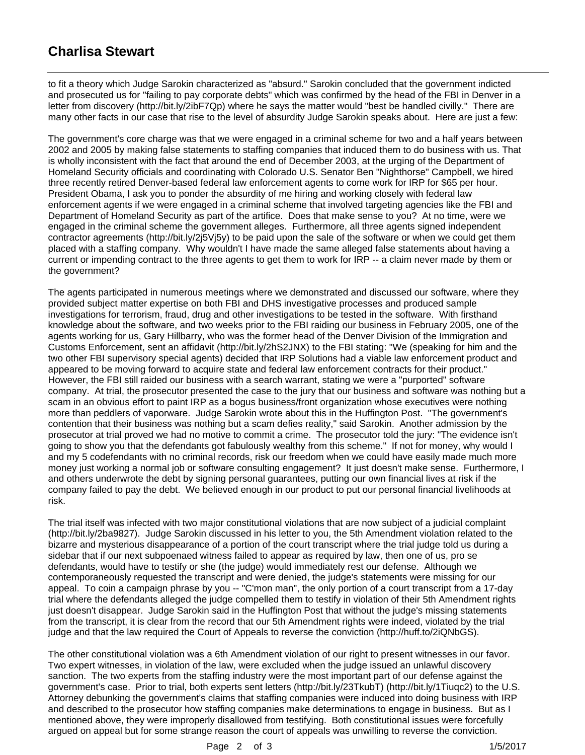to fit a theory which Judge Sarokin characterized as "absurd." Sarokin concluded that the government indicted and prosecuted us for "failing to pay corporate debts" which was confirmed by the head of the FBI in Denver in a letter from discovery (http://bit.ly/2ibF7Qp) where he says the matter would "best be handled civilly." There are many other facts in our case that rise to the level of absurdity Judge Sarokin speaks about. Here are just a few:

The government's core charge was that we were engaged in a criminal scheme for two and a half years between 2002 and 2005 by making false statements to staffing companies that induced them to do business with us. That is wholly inconsistent with the fact that around the end of December 2003, at the urging of the Department of Homeland Security officials and coordinating with Colorado U.S. Senator Ben "Nighthorse" Campbell, we hired three recently retired Denver-based federal law enforcement agents to come work for IRP for $65 per hour. President Obama, I ask you to ponder the absurdity of me hiring and working closely with federal law enforcement agents if we were engaged in a criminal scheme that involved targeting agencies like the FBI and Department of Homeland Security as part of the artifice. Does that make sense to you? At no time, were we engaged in the criminal scheme the government alleges. Furthermore, all three agents signed independent contractor agreements (http://bit.ly/2j5Vj5y) to be paid upon the sale of the software or when we could get them placed with a staffing company. Why wouldn't I have made the same alleged false statements about having a current or impending contract to the three agents to get them to work for IRP -- a claim never made by them or the government?

The agents participated in numerous meetings where we demonstrated and discussed our software, where they provided subject matter expertise on both FBI and DHS investigative processes and produced sample investigations for terrorism, fraud, drug and other investigations to be tested in the software. With firsthand knowledge about the software, and two weeks prior to the FBI raiding our business in February 2005, one of the agents working for us, Gary Hillbarry, who was the former head of the Denver Division of the Immigration and Customs Enforcement, sent an affidavit (http://bit.ly/2hS2JNX) to the FBI stating: "We (speaking for him and the two other FBI supervisory special agents) decided that IRP Solutions had a viable law enforcement product and appeared to be moving forward to acquire state and federal law enforcement contracts for their product." However, the FBI still raided our business with a search warrant, stating we were a "purported" software company. At trial, the prosecutor presented the case to the jury that our business and software was nothing but a scam in an obvious effort to paint IRP as a bogus business/front organization whose executives were nothing more than peddlers of vaporware. Judge Sarokin wrote about this in the Huffington Post. "The government's contention that their business was nothing but a scam defies reality," said Sarokin. Another admission by the prosecutor at trial proved we had no motive to commit a crime. The prosecutor told the jury: "The evidence isn't going to show you that the defendants got fabulously wealthy from this scheme." If not for money, why would I and my 5 codefendants with no criminal records, risk our freedom when we could have easily made much more money just working a normal job or software consulting engagement? It just doesn't make sense. Furthermore, I and others underwrote the debt by signing personal guarantees, putting our own financial lives at risk if the company failed to pay the debt. We believed enough in our product to put our personal financial livelihoods at risk.

The trial itself was infected with two major constitutional violations that are now subject of a judicial complaint (http://bit.ly/2ba9827). Judge Sarokin discussed in his letter to you, the 5th Amendment violation related to the bizarre and mysterious disappearance of a portion of the court transcript where the trial judge told us during a sidebar that if our next subpoenaed witness failed to appear as required by law, then one of us, pro se defendants, would have to testify or she (the judge) would immediately rest our defense. Although we contemporaneously requested the transcript and were denied, the judge's statements were missing for our appeal. To coin a campaign phrase by you -- "C'mon man", the only portion of a court transcript from a 17-day trial where the defendants alleged the judge compelled them to testify in violation of their 5th Amendment rights just doesn't disappear. Judge Sarokin said in the Huffington Post that without the judge's missing statements from the transcript, it is clear from the record that our 5th Amendment rights were indeed, violated by the trial judge and that the law required the Court of Appeals to reverse the conviction (http://huff.to/2iQNbGS).

The other constitutional violation was a 6th Amendment violation of our right to present witnesses in our favor. Two expert witnesses, in violation of the law, were excluded when the judge issued an unlawful discovery sanction. The two experts from the staffing industry were the most important part of our defense against the government's case. Prior to trial, both experts sent letters (http://bit.ly/23TkubT) (http://bit.ly/1Tiuqc2) to the U.S. Attorney debunking the government's claims that staffing companies were induced into doing business with IRP and described to the prosecutor how staffing companies make determinations to engage in business. But as I mentioned above, they were improperly disallowed from testifying. Both constitutional issues were forcefully argued on appeal but for some strange reason the court of appeals was unwilling to reverse the conviction.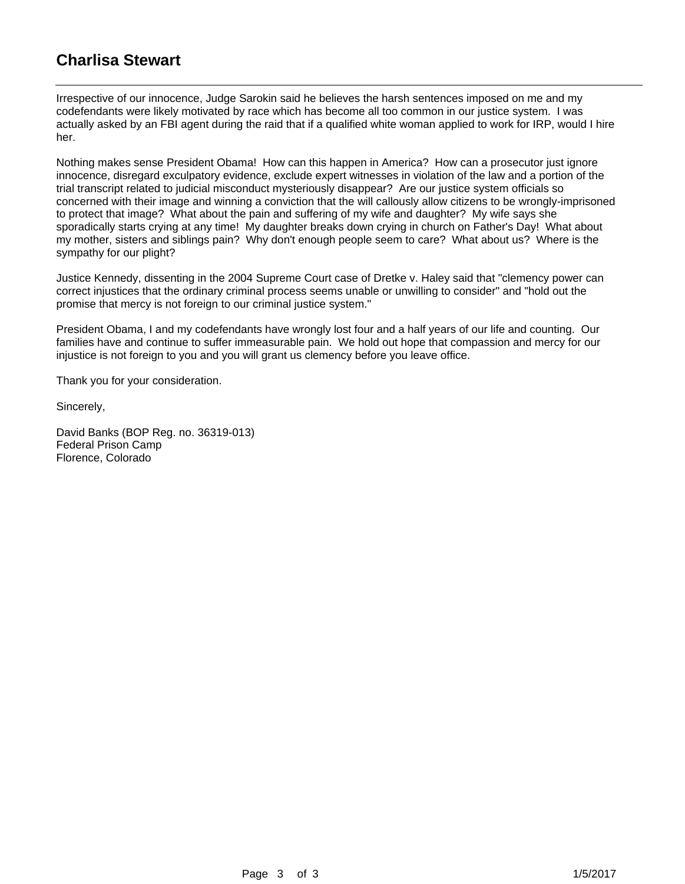Irrespective of our innocence, Judge Sarokin said he believes the harsh sentences imposed on me and my codefendants were likely motivated by race which has become all too common in our justice system. I was actually asked by an FBI agent during the raid that if a qualified white woman applied to work for IRP, would I hire her.

Nothing makes sense President Obama! How can this happen in America? How can a prosecutor just ignore innocence, disregard exculpatory evidence, exclude expert witnesses in violation of the law and a portion of the trial transcript related to judicial misconduct mysteriously disappear? Are our justice system officials so concerned with their image and winning a conviction that the will callously allow citizens to be wrongly-imprisoned to protect that image? What about the pain and suffering of my wife and daughter? My wife says she sporadically starts crying at any time! My daughter breaks down crying in church on Father's Day! What about my mother, sisters and siblings pain? Why don't enough people seem to care? What about us? Where is the sympathy for our plight?

Justice Kennedy, dissenting in the 2004 Supreme Court case of Dretke v. Haley said that "clemency power can correct injustices that the ordinary criminal process seems unable or unwilling to consider" and "hold out the promise that mercy is not foreign to our criminal justice system."

President Obama, I and my codefendants have wrongly lost four and a half years of our life and counting. Our families have and continue to suffer immeasurable pain. We hold out hope that compassion and mercy for our injustice is not foreign to you and you will grant us clemency before you leave office.

Thank you for your consideration.

Sincerely,

David Banks (BOP Reg. no. 36319-013)
Federal Prison Camp
Florence, Colorado